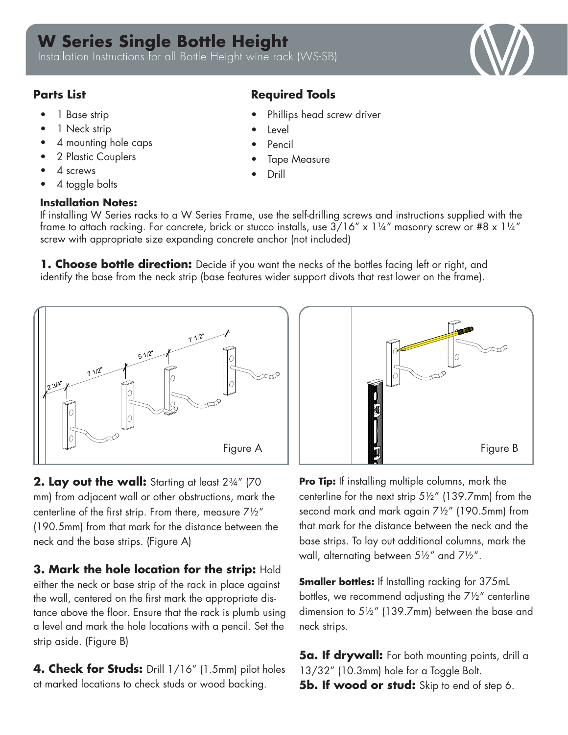# W Series Single Bottle Height

Installation Instructions for all Bottle Height wine rack (WS-SB)

### Parts List

- 1 Base strip
- 1 Neck strip
- 4 mounting hole caps
- 2 Plastic Couplers
- 4 screws
- 4 toggle bolts

### Required Tools

- Phillips head screw driver
- Level
- Pencil
- Tape Measure
- Drill

**Installation Notes:**

If installing W Series racks to a W Series Frame, use the self-drilling screws and instructions supplied with the frame to attach racking. For concrete, brick or stucco installs, use 3/16" x 1¼" masonry screw or #8 x 1¼" screw with appropriate size expanding concrete anchor (not included)

**1. Choose bottle direction:** Decide if you want the necks of the bottles facing left or right, and identify the base from the neck strip (base features wider support divots that rest lower on the frame).

Figure A

Figure B

**2. Lay out the wall:** Starting at least 2¾" (70 mm) from adjacent wall or other obstructions, mark the centerline of the first strip. From there, measure 7½" (190.5mm) from that mark for the distance between the neck and the base strips. (Figure A)

**3. Mark the hole location for the strip:** Hold either the neck or base strip of the rack in place against the wall, centered on the first mark the appropriate distance above the floor. Ensure that the rack is plumb using a level and mark the hole locations with a pencil. Set the strip aside. (Figure B)

**4. Check for Studs:** Drill 1/16" (1.5mm) pilot holes at marked locations to check studs or wood backing.

**Pro Tip:** If installing multiple columns, mark the centerline for the next strip 5½" (139.7mm) from the second mark and mark again 7½" (190.5mm) from that mark for the distance between the neck and the base strips. To lay out additional columns, mark the wall, alternating between 5½" and 7½".

**Smaller bottles:** If Installing racking for 375mL bottles, we recommend adjusting the 7½" centerline dimension to 5½" (139.7mm) between the base and neck strips.

**5a. If drywall:** For both mounting points, drill a 13/32" (10.3mm) hole for a Toggle Bolt.

**5b. If wood or stud:** Skip to end of step 6.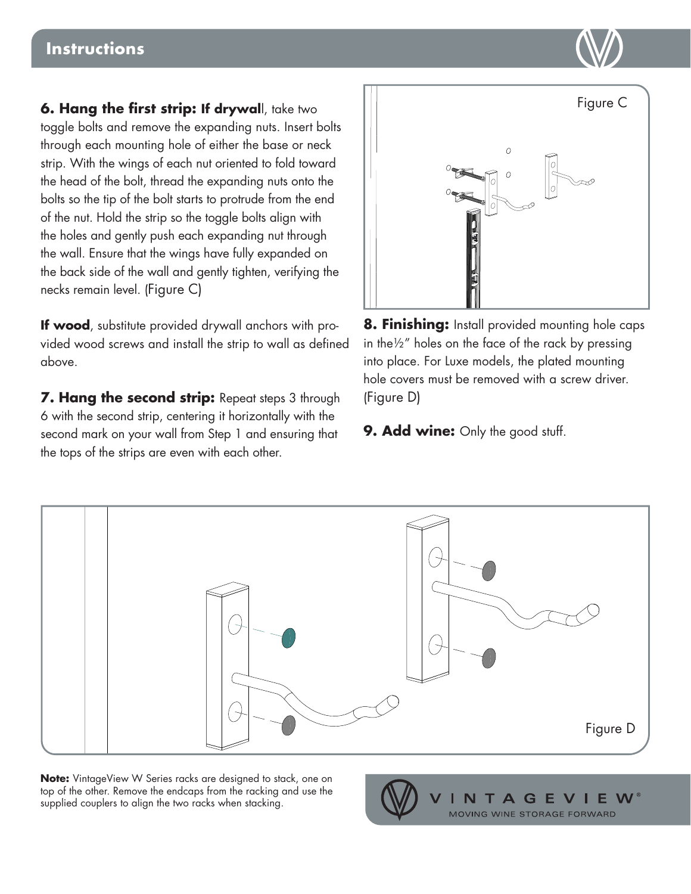## Instructions

**6. Hang the first strip: If drywall**, take two toggle bolts and remove the expanding nuts. Insert bolts through each mounting hole of either the base or neck strip. With the wings of each nut oriented to fold toward the head of the bolt, thread the expanding nuts onto the bolts so the tip of the bolt starts to protrude from the end of the nut. Hold the strip so the toggle bolts align with the holes and gently push each expanding nut through the wall. Ensure that the wings have fully expanded on the back side of the wall and gently tighten, verifying the necks remain level. (Figure C)

**If wood**, substitute provided drywall anchors with provided wood screws and install the strip to wall as defined above.

**7. Hang the second strip:** Repeat steps 3 through 6 with the second strip, centering it horizontally with the second mark on your wall from Step 1 and ensuring that the tops of the strips are even with each other.

Figure C

**8. Finishing:** Install provided mounting hole caps in the½" holes on the face of the rack by pressing into place. For Luxe models, the plated mounting hole covers must be removed with a screw driver. (Figure D)

**9. Add wine:** Only the good stuff.

Figure D

**Note:** VintageView W Series racks are designed to stack, one on top of the other. Remove the endcaps from the racking and use the supplied couplers to align the two racks when stacking.

VINTAGEVIEW®
MOVING WINE STORAGE FORWARD